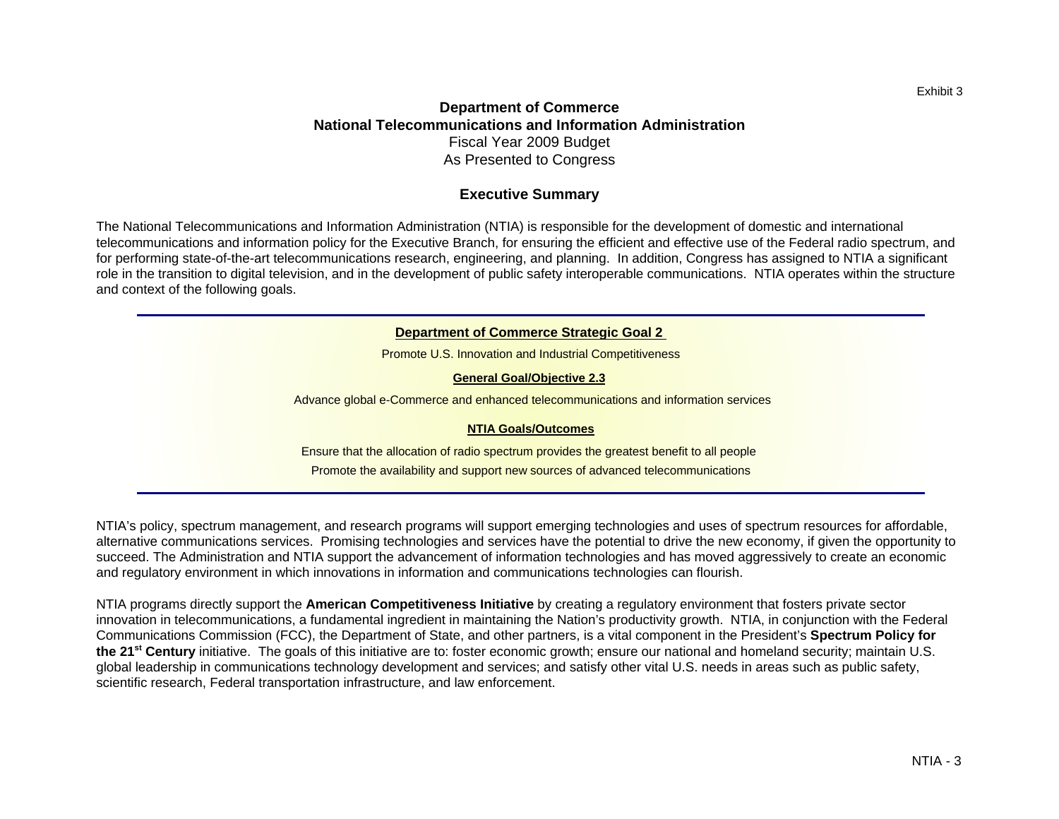Exhibit 3

**Department of Commerce**
**National Telecommunications and Information Administration**
Fiscal Year 2009 Budget
As Presented to Congress

## Executive Summary

The National Telecommunications and Information Administration (NTIA) is responsible for the development of domestic and international telecommunications and information policy for the Executive Branch, for ensuring the efficient and effective use of the Federal radio spectrum, and for performing state-of-the-art telecommunications research, engineering, and planning. In addition, Congress has assigned to NTIA a significant role in the transition to digital television, and in the development of public safety interoperable communications. NTIA operates within the structure and context of the following goals.

---

**Department of Commerce Strategic Goal 2**

Promote U.S. Innovation and Industrial Competitiveness

**General Goal/Objective 2.3**

Advance global e-Commerce and enhanced telecommunications and information services

**NTIA Goals/Outcomes**

Ensure that the allocation of radio spectrum provides the greatest benefit to all people

Promote the availability and support new sources of advanced telecommunications

---

NTIA's policy, spectrum management, and research programs will support emerging technologies and uses of spectrum resources for affordable, alternative communications services. Promising technologies and services have the potential to drive the new economy, if given the opportunity to succeed. The Administration and NTIA support the advancement of information technologies and has moved aggressively to create an economic and regulatory environment in which innovations in information and communications technologies can flourish.

NTIA programs directly support the **American Competitiveness Initiative** by creating a regulatory environment that fosters private sector innovation in telecommunications, a fundamental ingredient in maintaining the Nation's productivity growth. NTIA, in conjunction with the Federal Communications Commission (FCC), the Department of State, and other partners, is a vital component in the President's **Spectrum Policy for the 21st Century** initiative. The goals of this initiative are to: foster economic growth; ensure our national and homeland security; maintain U.S. global leadership in communications technology development and services; and satisfy other vital U.S. needs in areas such as public safety, scientific research, Federal transportation infrastructure, and law enforcement.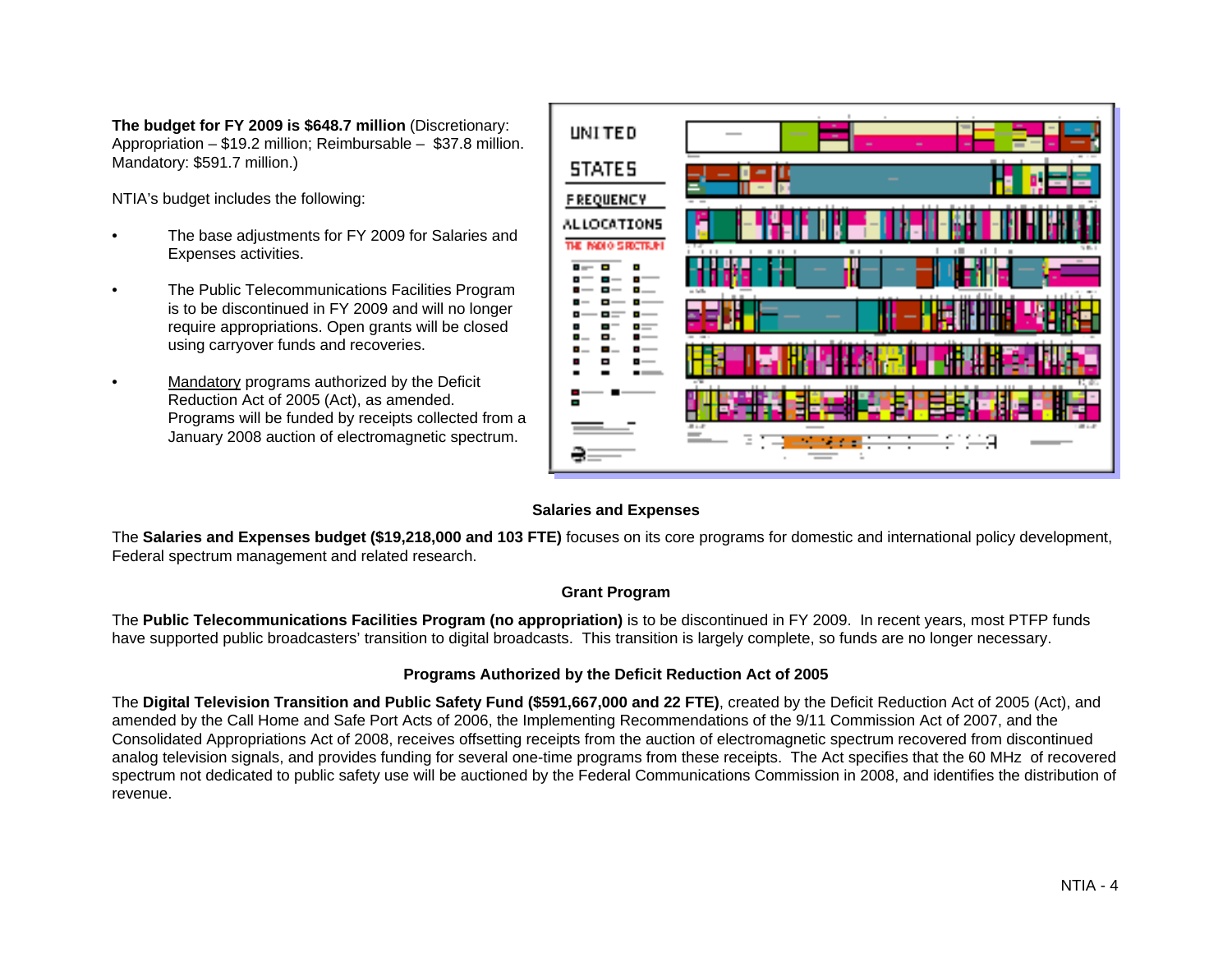**The budget for FY 2009 is $648.7 million** (Discretionary: Appropriation – $19.2 million; Reimbursable – $37.8 million. Mandatory: $591.7 million.)

NTIA's budget includes the following:

- The base adjustments for FY 2009 for Salaries and Expenses activities.
- The Public Telecommunications Facilities Program is to be discontinued in FY 2009 and will no longer require appropriations. Open grants will be closed using carryover funds and recoveries.
- Mandatory programs authorized by the Deficit Reduction Act of 2005 (Act), as amended. Programs will be funded by receipts collected from a January 2008 auction of electromagnetic spectrum.

### Salaries and Expenses

The **Salaries and Expenses budget ($19,218,000 and 103 FTE)** focuses on its core programs for domestic and international policy development, Federal spectrum management and related research.

### Grant Program

The **Public Telecommunications Facilities Program (no appropriation)** is to be discontinued in FY 2009. In recent years, most PTFP funds have supported public broadcasters' transition to digital broadcasts. This transition is largely complete, so funds are no longer necessary.

### Programs Authorized by the Deficit Reduction Act of 2005

The **Digital Television Transition and Public Safety Fund ($591,667,000 and 22 FTE)**, created by the Deficit Reduction Act of 2005 (Act), and amended by the Call Home and Safe Port Acts of 2006, the Implementing Recommendations of the 9/11 Commission Act of 2007, and the Consolidated Appropriations Act of 2008, receives offsetting receipts from the auction of electromagnetic spectrum recovered from discontinued analog television signals, and provides funding for several one-time programs from these receipts. The Act specifies that the 60 MHz of recovered spectrum not dedicated to public safety use will be auctioned by the Federal Communications Commission in 2008, and identifies the distribution of revenue.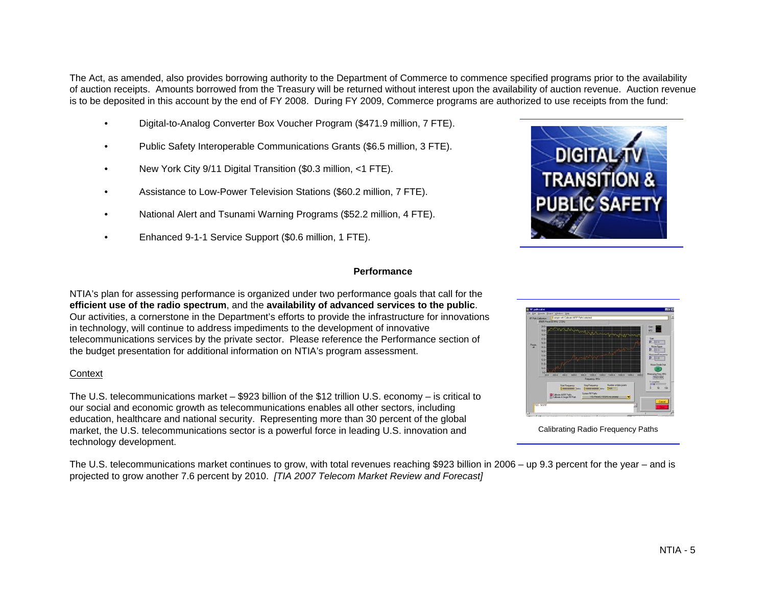The Act, as amended, also provides borrowing authority to the Department of Commerce to commence specified programs prior to the availability of auction receipts. Amounts borrowed from the Treasury will be returned without interest upon the availability of auction revenue. Auction revenue is to be deposited in this account by the end of FY 2008. During FY 2009, Commerce programs are authorized to use receipts from the fund:

- Digital-to-Analog Converter Box Voucher Program ($471.9 million, 7 FTE).
- Public Safety Interoperable Communications Grants ($6.5 million, 3 FTE).
- New York City 9/11 Digital Transition ($0.3 million, <1 FTE).
- Assistance to Low-Power Television Stations ($60.2 million, 7 FTE).
- National Alert and Tsunami Warning Programs ($52.2 million, 4 FTE).
- Enhanced 9-1-1 Service Support ($0.6 million, 1 FTE).

DIGITAL TV TRANSITION & PUBLIC SAFETY

## Performance

NTIA's plan for assessing performance is organized under two performance goals that call for the **efficient use of the radio spectrum**, and the **availability of advanced services to the public**. Our activities, a cornerstone in the Department's efforts to provide the infrastructure for innovations in technology, will continue to address impediments to the development of innovative telecommunications services by the private sector. Please reference the Performance section of the budget presentation for additional information on NTIA's program assessment.

Calibrating Radio Frequency Paths

### Context

The U.S. telecommunications market – $923 billion of the $12 trillion U.S. economy – is critical to our social and economic growth as telecommunications enables all other sectors, including education, healthcare and national security. Representing more than 30 percent of the global market, the U.S. telecommunications sector is a powerful force in leading U.S. innovation and technology development.

The U.S. telecommunications market continues to grow, with total revenues reaching $923 billion in 2006 – up 9.3 percent for the year – and is projected to grow another 7.6 percent by 2010. *[TIA 2007 Telecom Market Review and Forecast]*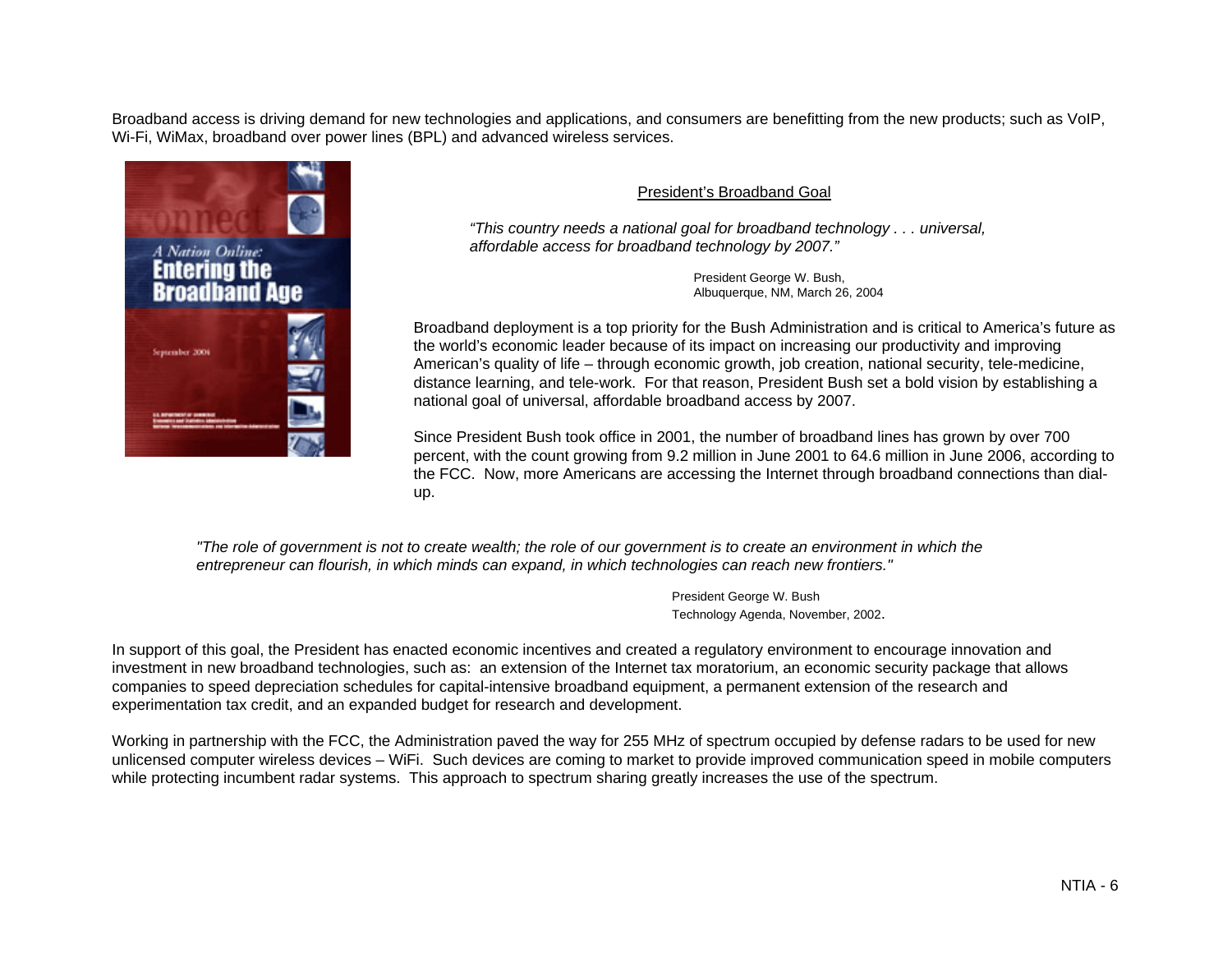Broadband access is driving demand for new technologies and applications, and consumers are benefitting from the new products; such as VoIP, Wi-Fi, WiMax, broadband over power lines (BPL) and advanced wireless services.

President's Broadband Goal

*"This country needs a national goal for broadband technology . . . universal, affordable access for broadband technology by 2007."*

President George W. Bush,
Albuquerque, NM, March 26, 2004

Broadband deployment is a top priority for the Bush Administration and is critical to America's future as the world's economic leader because of its impact on increasing our productivity and improving American's quality of life – through economic growth, job creation, national security, tele-medicine, distance learning, and tele-work. For that reason, President Bush set a bold vision by establishing a national goal of universal, affordable broadband access by 2007.

Since President Bush took office in 2001, the number of broadband lines has grown by over 700 percent, with the count growing from 9.2 million in June 2001 to 64.6 million in June 2006, according to the FCC. Now, more Americans are accessing the Internet through broadband connections than dial-up.

*"The role of government is not to create wealth; the role of our government is to create an environment in which the entrepreneur can flourish, in which minds can expand, in which technologies can reach new frontiers."*

President George W. Bush
Technology Agenda, November, 2002.

In support of this goal, the President has enacted economic incentives and created a regulatory environment to encourage innovation and investment in new broadband technologies, such as: an extension of the Internet tax moratorium, an economic security package that allows companies to speed depreciation schedules for capital-intensive broadband equipment, a permanent extension of the research and experimentation tax credit, and an expanded budget for research and development.

Working in partnership with the FCC, the Administration paved the way for 255 MHz of spectrum occupied by defense radars to be used for new unlicensed computer wireless devices – WiFi. Such devices are coming to market to provide improved communication speed in mobile computers while protecting incumbent radar systems. This approach to spectrum sharing greatly increases the use of the spectrum.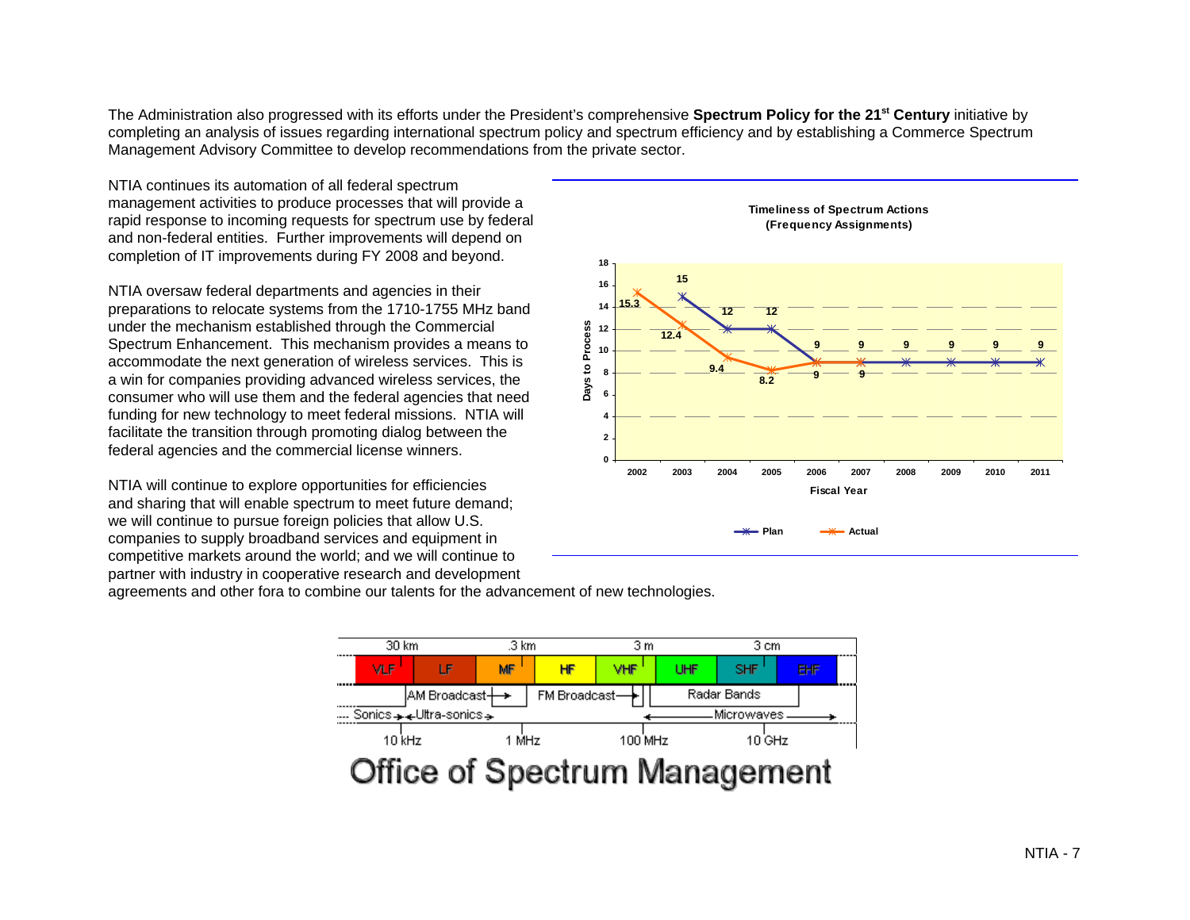The Administration also progressed with its efforts under the President's comprehensive **Spectrum Policy for the 21st Century** initiative by completing an analysis of issues regarding international spectrum policy and spectrum efficiency and by establishing a Commerce Spectrum Management Advisory Committee to develop recommendations from the private sector.

NTIA continues its automation of all federal spectrum management activities to produce processes that will provide a rapid response to incoming requests for spectrum use by federal and non-federal entities. Further improvements will depend on completion of IT improvements during FY 2008 and beyond.

NTIA oversaw federal departments and agencies in their preparations to relocate systems from the 1710-1755 MHz band under the mechanism established through the Commercial Spectrum Enhancement. This mechanism provides a means to accommodate the next generation of wireless services. This is a win for companies providing advanced wireless services, the consumer who will use them and the federal agencies that need funding for new technology to meet federal missions. NTIA will facilitate the transition through promoting dialog between the federal agencies and the commercial license winners.

**Timeliness of Spectrum Actions (Frequency Assignments)**

| Fiscal Year | Plan (Days to Process) | Actual (Days to Process) |
|---|---|---|
| 2002 | | 15.3 |
| 2003 | 15 | 12.4 |
| 2004 | 12 | 9.4 |
| 2005 | 12 | 8.2 |
| 2006 | 9 | 9 |
| 2007 | 9 | 9 |
| 2008 | 9 | |
| 2009 | 9 | |
| 2010 | 9 | |
| 2011 | 9 | |

NTIA will continue to explore opportunities for efficiencies and sharing that will enable spectrum to meet future demand; we will continue to pursue foreign policies that allow U.S. companies to supply broadband services and equipment in competitive markets around the world; and we will continue to partner with industry in cooperative research and development agreements and other fora to combine our talents for the advancement of new technologies.

30 km | .3 km | 3 m | 3 cm

VLF | LF | MF | HF | VHF | UHF | SHF | EHF

AM Broadcast | FM Broadcast | Radar Bands

Sonics | Ultra-sonics | Microwaves

10 kHz | 1 MHz | 100 MHz | 10 GHz

# Office of Spectrum Management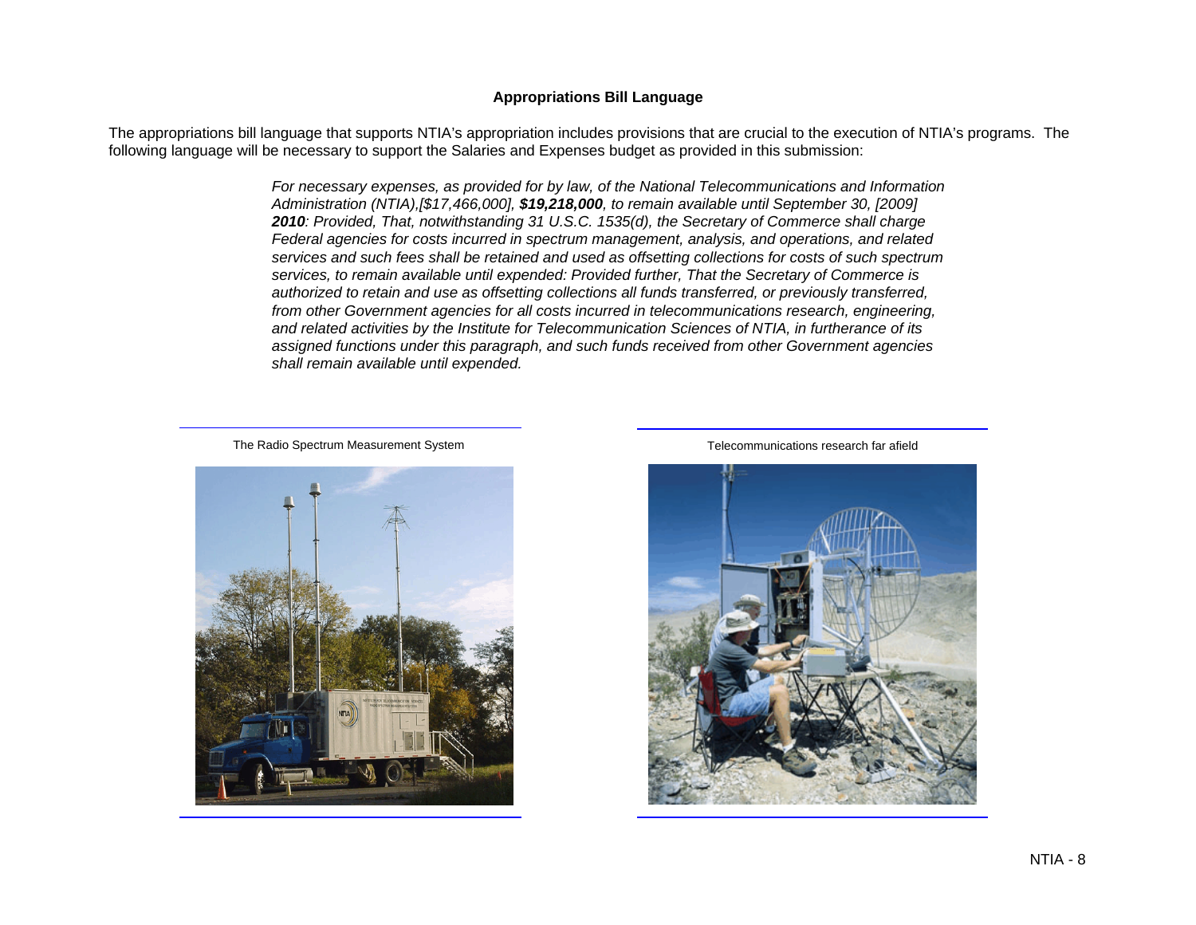**Appropriations Bill Language**

The appropriations bill language that supports NTIA's appropriation includes provisions that are crucial to the execution of NTIA's programs. The following language will be necessary to support the Salaries and Expenses budget as provided in this submission:

> *For necessary expenses, as provided for by law, of the National Telecommunications and Information Administration (NTIA),[$17,466,000],* ***$19,218,000****, to remain available until September 30, [2009]* ***2010****: Provided, That, notwithstanding 31 U.S.C. 1535(d), the Secretary of Commerce shall charge Federal agencies for costs incurred in spectrum management, analysis, and operations, and related services and such fees shall be retained and used as offsetting collections for costs of such spectrum services, to remain available until expended: Provided further, That the Secretary of Commerce is authorized to retain and use as offsetting collections all funds transferred, or previously transferred, from other Government agencies for all costs incurred in telecommunications research, engineering, and related activities by the Institute for Telecommunication Sciences of NTIA, in furtherance of its assigned functions under this paragraph, and such funds received from other Government agencies shall remain available until expended.*

The Radio Spectrum Measurement System

Telecommunications research far afield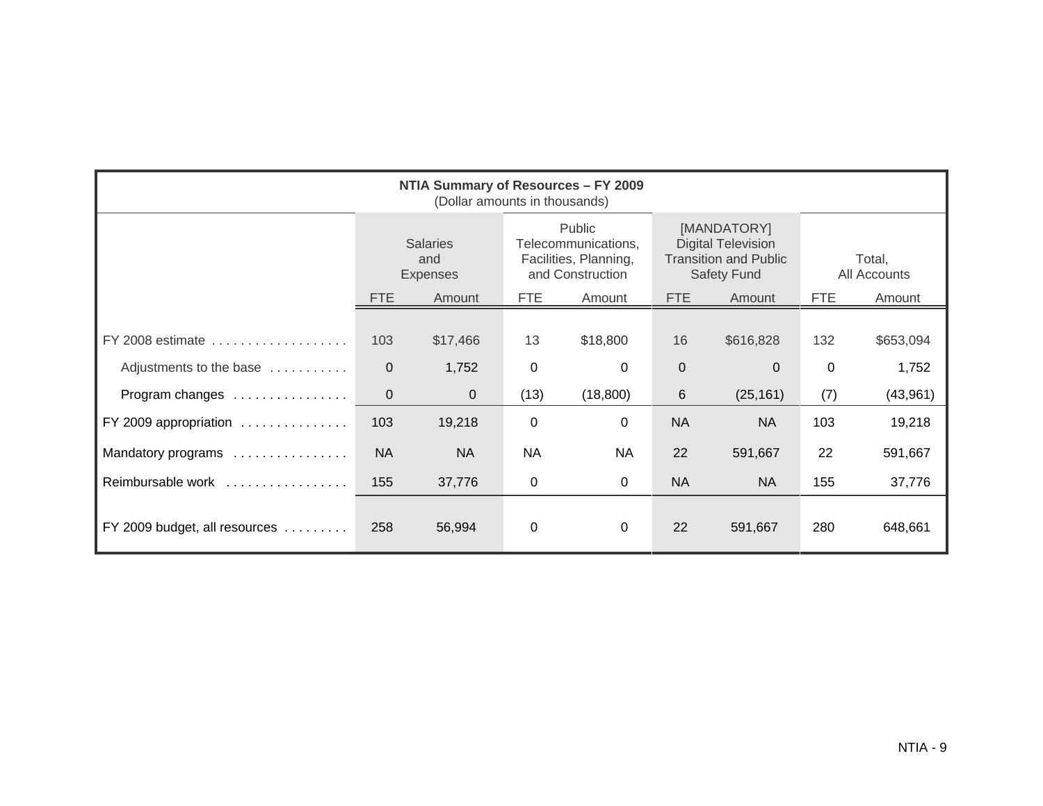**NTIA Summary of Resources – FY 2009**
(Dollar amounts in thousands)

| | Salaries and Expenses | | Public Telecommunications, Facilities, Planning, and Construction | | [MANDATORY] Digital Television Transition and Public Safety Fund | | Total, All Accounts | |
|---|---|---|---|---|---|---|---|---|
| | FTE | Amount | FTE | Amount | FTE | Amount | FTE | Amount |
| FY 2008 estimate | 103 | $17,466 | 13 | $18,800 | 16 | $616,828 | 132 | $653,094 |
| Adjustments to the base | 0 | 1,752 | 0 | 0 | 0 | 0 | 0 | 1,752 |
| Program changes | 0 | 0 | (13) | (18,800) | 6 | (25,161) | (7) | (43,961) |
| FY 2009 appropriation | 103 | 19,218 | 0 | 0 | NA | NA | 103 | 19,218 |
| Mandatory programs | NA | NA | NA | NA | 22 | 591,667 | 22 | 591,667 |
| Reimbursable work | 155 | 37,776 | 0 | 0 | NA | NA | 155 | 37,776 |
| FY 2009 budget, all resources | 258 | 56,994 | 0 | 0 | 22 | 591,667 | 280 | 648,661 |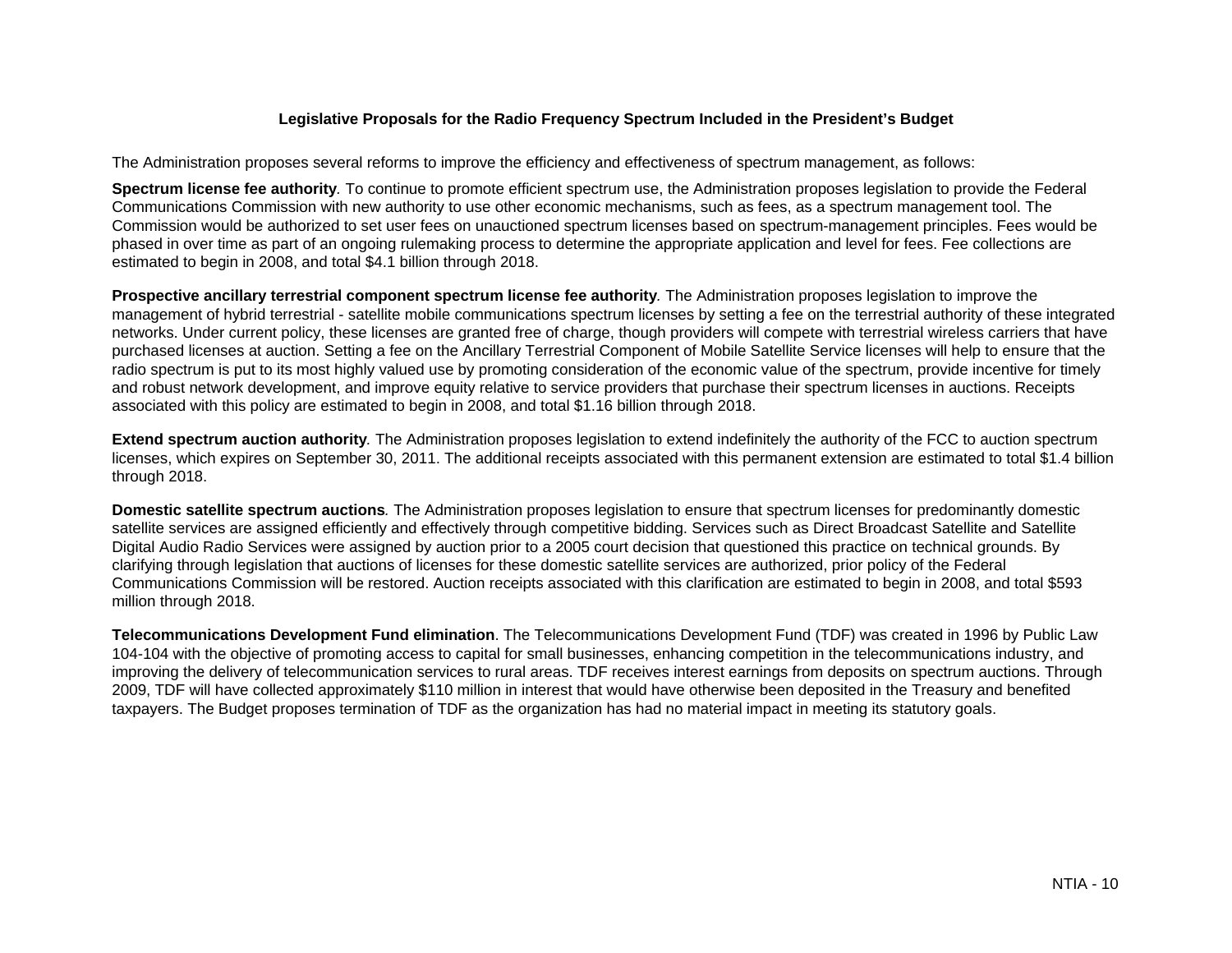### Legislative Proposals for the Radio Frequency Spectrum Included in the President's Budget

The Administration proposes several reforms to improve the efficiency and effectiveness of spectrum management, as follows:

**Spectrum license fee authority**. To continue to promote efficient spectrum use, the Administration proposes legislation to provide the Federal Communications Commission with new authority to use other economic mechanisms, such as fees, as a spectrum management tool. The Commission would be authorized to set user fees on unauctioned spectrum licenses based on spectrum-management principles. Fees would be phased in over time as part of an ongoing rulemaking process to determine the appropriate application and level for fees. Fee collections are estimated to begin in 2008, and total $4.1 billion through 2018.

**Prospective ancillary terrestrial component spectrum license fee authority**. The Administration proposes legislation to improve the management of hybrid terrestrial - satellite mobile communications spectrum licenses by setting a fee on the terrestrial authority of these integrated networks. Under current policy, these licenses are granted free of charge, though providers will compete with terrestrial wireless carriers that have purchased licenses at auction. Setting a fee on the Ancillary Terrestrial Component of Mobile Satellite Service licenses will help to ensure that the radio spectrum is put to its most highly valued use by promoting consideration of the economic value of the spectrum, provide incentive for timely and robust network development, and improve equity relative to service providers that purchase their spectrum licenses in auctions. Receipts associated with this policy are estimated to begin in 2008, and total $1.16 billion through 2018.

**Extend spectrum auction authority**. The Administration proposes legislation to extend indefinitely the authority of the FCC to auction spectrum licenses, which expires on September 30, 2011. The additional receipts associated with this permanent extension are estimated to total $1.4 billion through 2018.

**Domestic satellite spectrum auctions**. The Administration proposes legislation to ensure that spectrum licenses for predominantly domestic satellite services are assigned efficiently and effectively through competitive bidding. Services such as Direct Broadcast Satellite and Satellite Digital Audio Radio Services were assigned by auction prior to a 2005 court decision that questioned this practice on technical grounds. By clarifying through legislation that auctions of licenses for these domestic satellite services are authorized, prior policy of the Federal Communications Commission will be restored. Auction receipts associated with this clarification are estimated to begin in 2008, and total $593 million through 2018.

**Telecommunications Development Fund elimination**. The Telecommunications Development Fund (TDF) was created in 1996 by Public Law 104-104 with the objective of promoting access to capital for small businesses, enhancing competition in the telecommunications industry, and improving the delivery of telecommunication services to rural areas. TDF receives interest earnings from deposits on spectrum auctions. Through 2009, TDF will have collected approximately $110 million in interest that would have otherwise been deposited in the Treasury and benefited taxpayers. The Budget proposes termination of TDF as the organization has had no material impact in meeting its statutory goals.